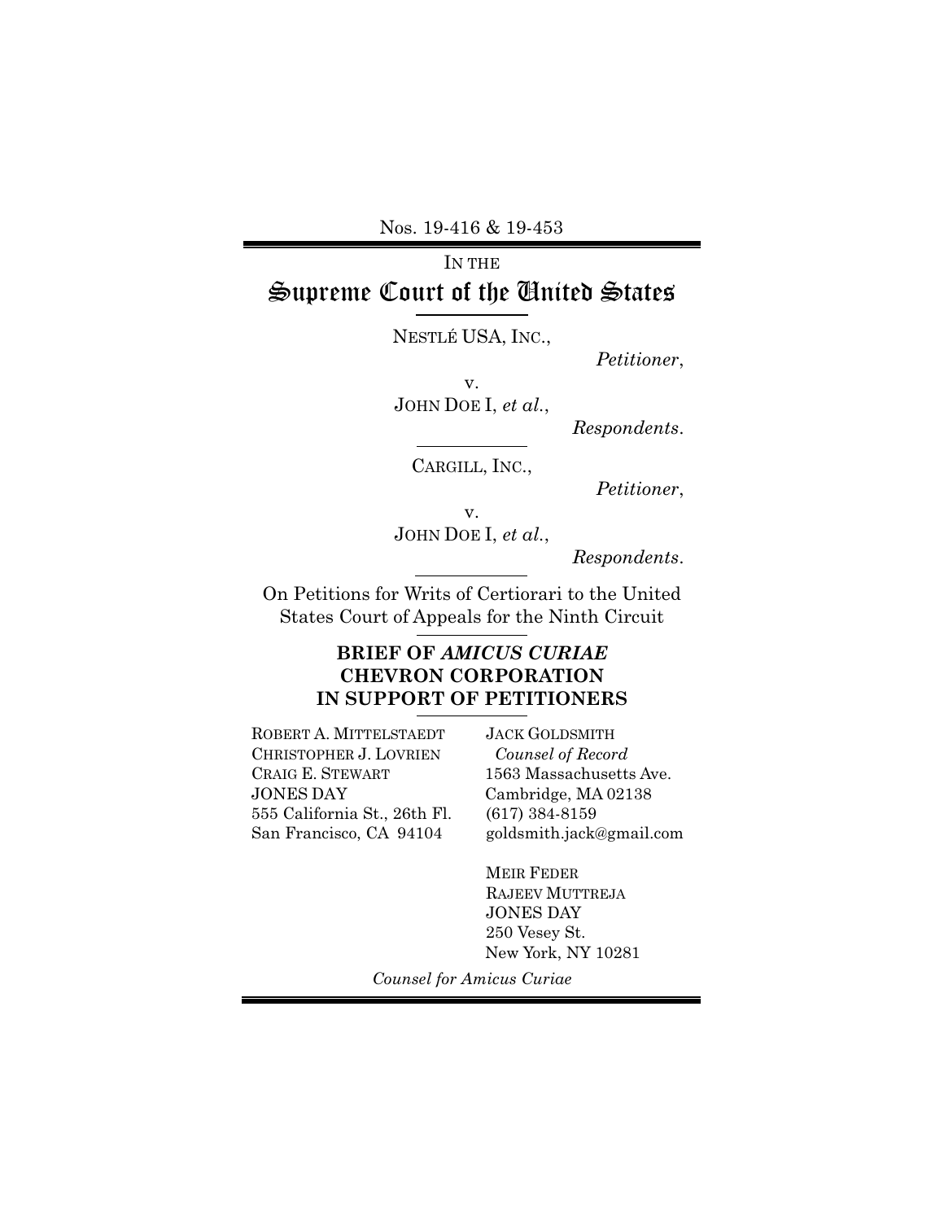Nos. 19-416 & 19-453

IN THE

# Supreme Court of the United States

NESTLÉ USA, INC.,

*Petitioner*,

v.

JOHN DOE I, *et al.*,

*Respondents*.

CARGILL, INC.,

*Petitioner*,

v.

JOHN DOE I, *et al.*,

*Respondents*.

On Petitions for Writs of Certiorari to the United States Court of Appeals for the Ninth Circuit

**BRIEF OF *AMICUS CURIAE* CHEVRON CORPORATION IN SUPPORT OF PETITIONERS**

ROBERT A. MITTELSTAEDT
CHRISTOPHER J. LOVRIEN
CRAIG E. STEWART
JONES DAY
555 California St., 26th Fl.
San Francisco, CA 94104

JACK GOLDSMITH
*Counsel of Record*
1563 Massachusetts Ave.
Cambridge, MA 02138
(617) 384-8159
goldsmith.jack@gmail.com

MEIR FEDER
RAJEEV MUTTREJA
JONES DAY
250 Vesey St.
New York, NY 10281

*Counsel for Amicus Curiae*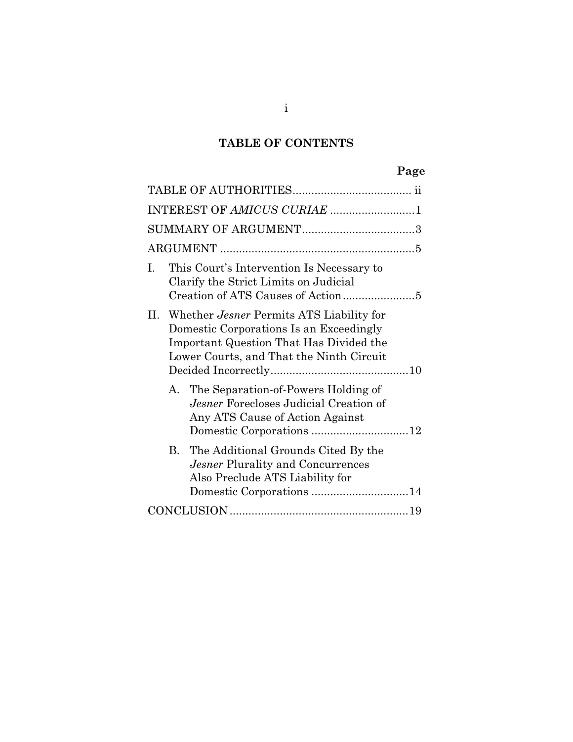# TABLE OF CONTENTS

| | Page |
|---|---|
| TABLE OF AUTHORITIES | ii |
| INTEREST OF *AMICUS CURIAE* | 1 |
| SUMMARY OF ARGUMENT | 3 |
| ARGUMENT | 5 |
| I. This Court's Intervention Is Necessary to Clarify the Strict Limits on Judicial Creation of ATS Causes of Action | 5 |
| II. Whether *Jesner* Permits ATS Liability for Domestic Corporations Is an Exceedingly Important Question That Has Divided the Lower Courts, and That the Ninth Circuit Decided Incorrectly | 10 |
| A. The Separation-of-Powers Holding of *Jesner* Forecloses Judicial Creation of Any ATS Cause of Action Against Domestic Corporations | 12 |
| B. The Additional Grounds Cited By the *Jesner* Plurality and Concurrences Also Preclude ATS Liability for Domestic Corporations | 14 |
| CONCLUSION | 19 |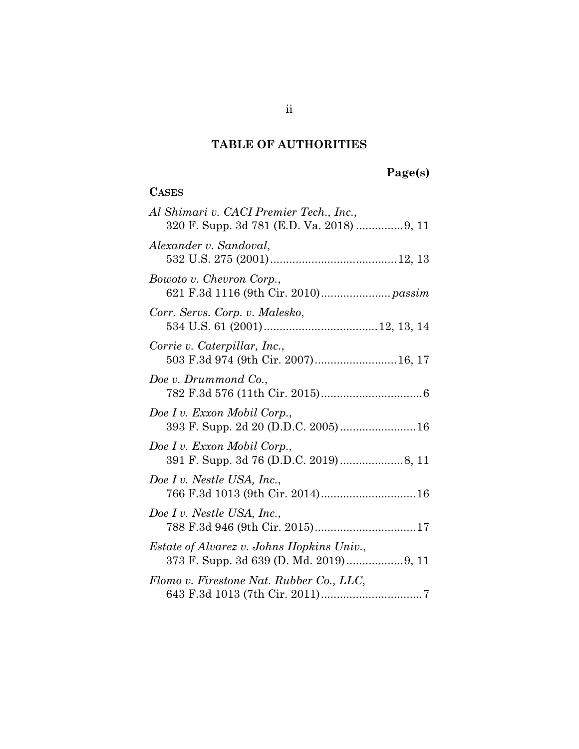## TABLE OF AUTHORITIES

**Page(s)**

**CASES**

*Al Shimari v. CACI Premier Tech., Inc.*,
320 F. Supp. 3d 781 (E.D. Va. 2018) ...............9, 11

*Alexander v. Sandoval*,
532 U.S. 275 (2001)........................................12, 13

*Bowoto v. Chevron Corp.*,
621 F.3d 1116 (9th Cir. 2010)...................... *passim*

*Corr. Servs. Corp. v. Malesko*,
534 U.S. 61 (2001)....................................12, 13, 14

*Corrie v. Caterpillar, Inc.*,
503 F.3d 974 (9th Cir. 2007)..........................16, 17

*Doe v. Drummond Co.*,
782 F.3d 576 (11th Cir. 2015)................................6

*Doe I v. Exxon Mobil Corp.*,
393 F. Supp. 2d 20 (D.D.C. 2005)........................16

*Doe I v. Exxon Mobil Corp.*,
391 F. Supp. 3d 76 (D.D.C. 2019)....................8, 11

*Doe I v. Nestle USA, Inc.*,
766 F.3d 1013 (9th Cir. 2014)..............................16

*Doe I v. Nestle USA, Inc.*,
788 F.3d 946 (9th Cir. 2015)................................17

*Estate of Alvarez v. Johns Hopkins Univ.*,
373 F. Supp. 3d 639 (D. Md. 2019)..................9, 11

*Flomo v. Firestone Nat. Rubber Co., LLC*,
643 F.3d 1013 (7th Cir. 2011)................................7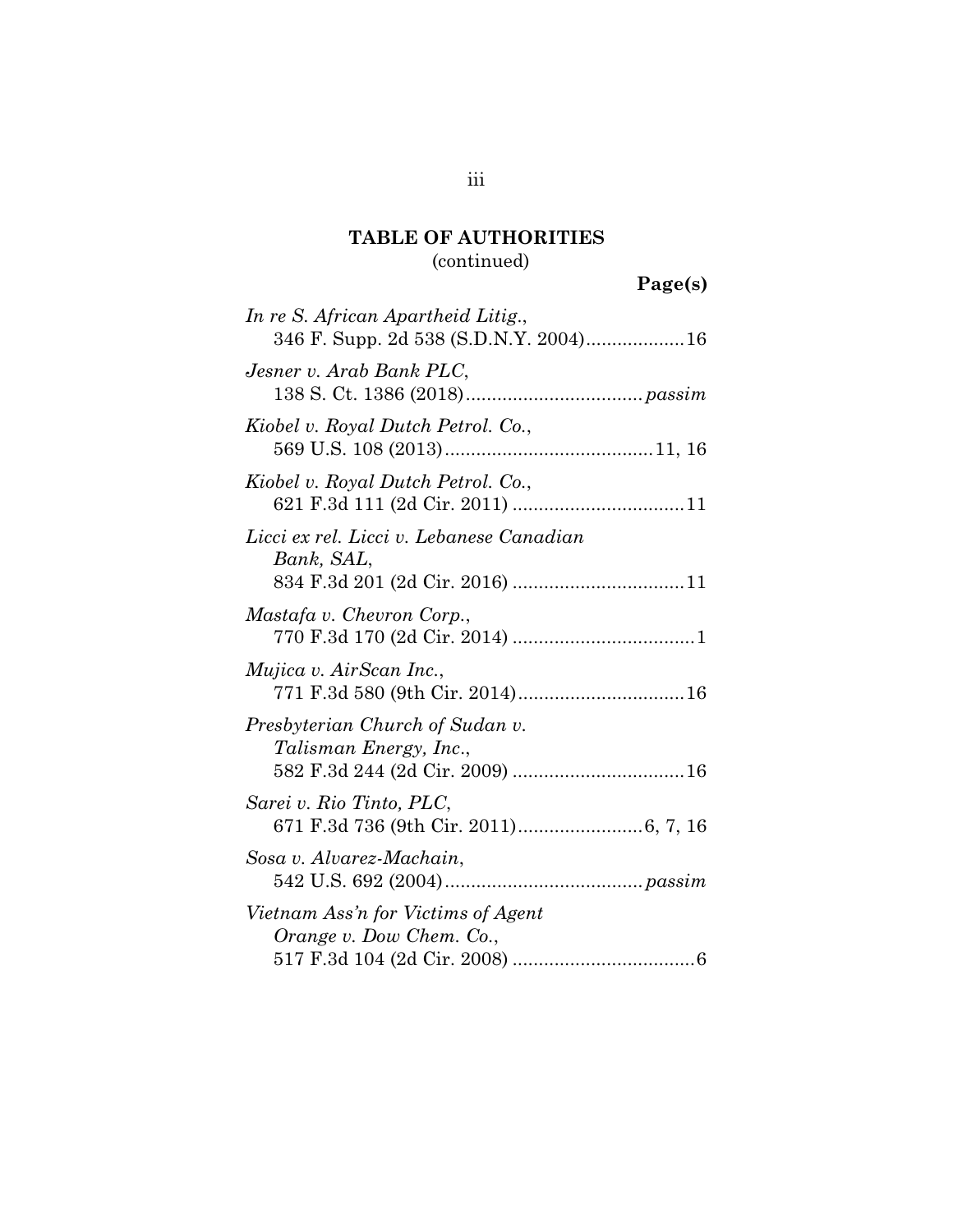**TABLE OF AUTHORITIES**
(continued)

**Page(s)**

*In re S. African Apartheid Litig.*,
346 F. Supp. 2d 538 (S.D.N.Y. 2004)...................16

*Jesner v. Arab Bank PLC*,
138 S. Ct. 1386 (2018).................................*passim*

*Kiobel v. Royal Dutch Petrol. Co.*,
569 U.S. 108 (2013)........................................11, 16

*Kiobel v. Royal Dutch Petrol. Co.*,
621 F.3d 111 (2d Cir. 2011) .................................11

*Licci ex rel. Licci v. Lebanese Canadian Bank, SAL*,
834 F.3d 201 (2d Cir. 2016) .................................11

*Mastafa v. Chevron Corp.*,
770 F.3d 170 (2d Cir. 2014) ...................................1

*Mujica v. AirScan Inc.*,
771 F.3d 580 (9th Cir. 2014)................................16

*Presbyterian Church of Sudan v. Talisman Energy, Inc.*,
582 F.3d 244 (2d Cir. 2009) .................................16

*Sarei v. Rio Tinto, PLC*,
671 F.3d 736 (9th Cir. 2011)........................6, 7, 16

*Sosa v. Alvarez-Machain*,
542 U.S. 692 (2004)......................................*passim*

*Vietnam Ass'n for Victims of Agent Orange v. Dow Chem. Co.*,
517 F.3d 104 (2d Cir. 2008) ...................................6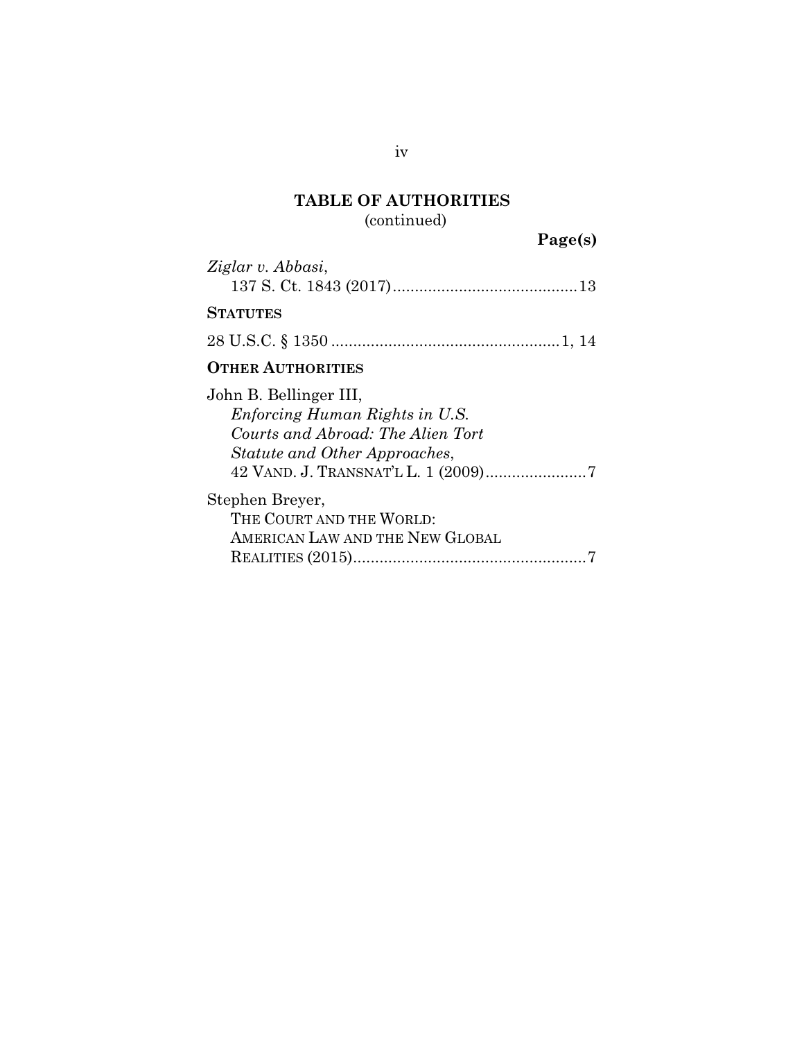## TABLE OF AUTHORITIES
(continued)

**Page(s)**

*Ziglar v. Abbasi*,
137 S. Ct. 1843 (2017) .......................................... 13

**STATUTES**

28 U.S.C. § 1350 .................................................... 1, 14

**OTHER AUTHORITIES**

John B. Bellinger III,
*Enforcing Human Rights in U.S. Courts and Abroad: The Alien Tort Statute and Other Approaches*,
42 VAND. J. TRANSNAT'L L. 1 (2009) ....................... 7

Stephen Breyer,
THE COURT AND THE WORLD: AMERICAN LAW AND THE NEW GLOBAL REALITIES (2015) ..................................................... 7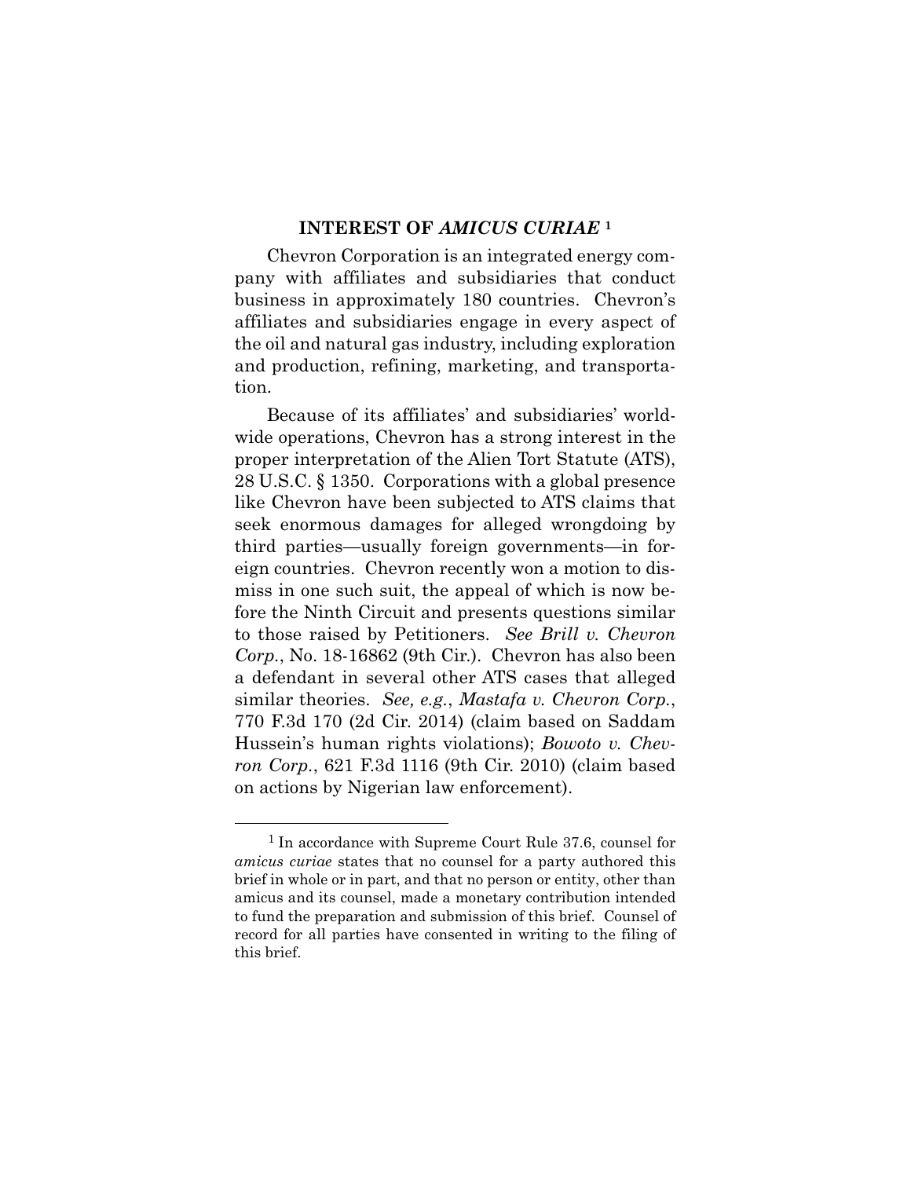## INTEREST OF *AMICUS CURIAE* [1]

Chevron Corporation is an integrated energy company with affiliates and subsidiaries that conduct business in approximately 180 countries. Chevron's affiliates and subsidiaries engage in every aspect of the oil and natural gas industry, including exploration and production, refining, marketing, and transportation.

Because of its affiliates' and subsidiaries' worldwide operations, Chevron has a strong interest in the proper interpretation of the Alien Tort Statute (ATS), 28 U.S.C. § 1350. Corporations with a global presence like Chevron have been subjected to ATS claims that seek enormous damages for alleged wrongdoing by third parties—usually foreign governments—in foreign countries. Chevron recently won a motion to dismiss in one such suit, the appeal of which is now before the Ninth Circuit and presents questions similar to those raised by Petitioners. *See Brill v. Chevron Corp.*, No. 18-16862 (9th Cir.). Chevron has also been a defendant in several other ATS cases that alleged similar theories. *See, e.g.*, *Mastafa v. Chevron Corp.*, 770 F.3d 170 (2d Cir. 2014) (claim based on Saddam Hussein's human rights violations); *Bowoto v. Chevron Corp.*, 621 F.3d 1116 (9th Cir. 2010) (claim based on actions by Nigerian law enforcement).

---

[1] In accordance with Supreme Court Rule 37.6, counsel for *amicus curiae* states that no counsel for a party authored this brief in whole or in part, and that no person or entity, other than amicus and its counsel, made a monetary contribution intended to fund the preparation and submission of this brief. Counsel of record for all parties have consented in writing to the filing of this brief.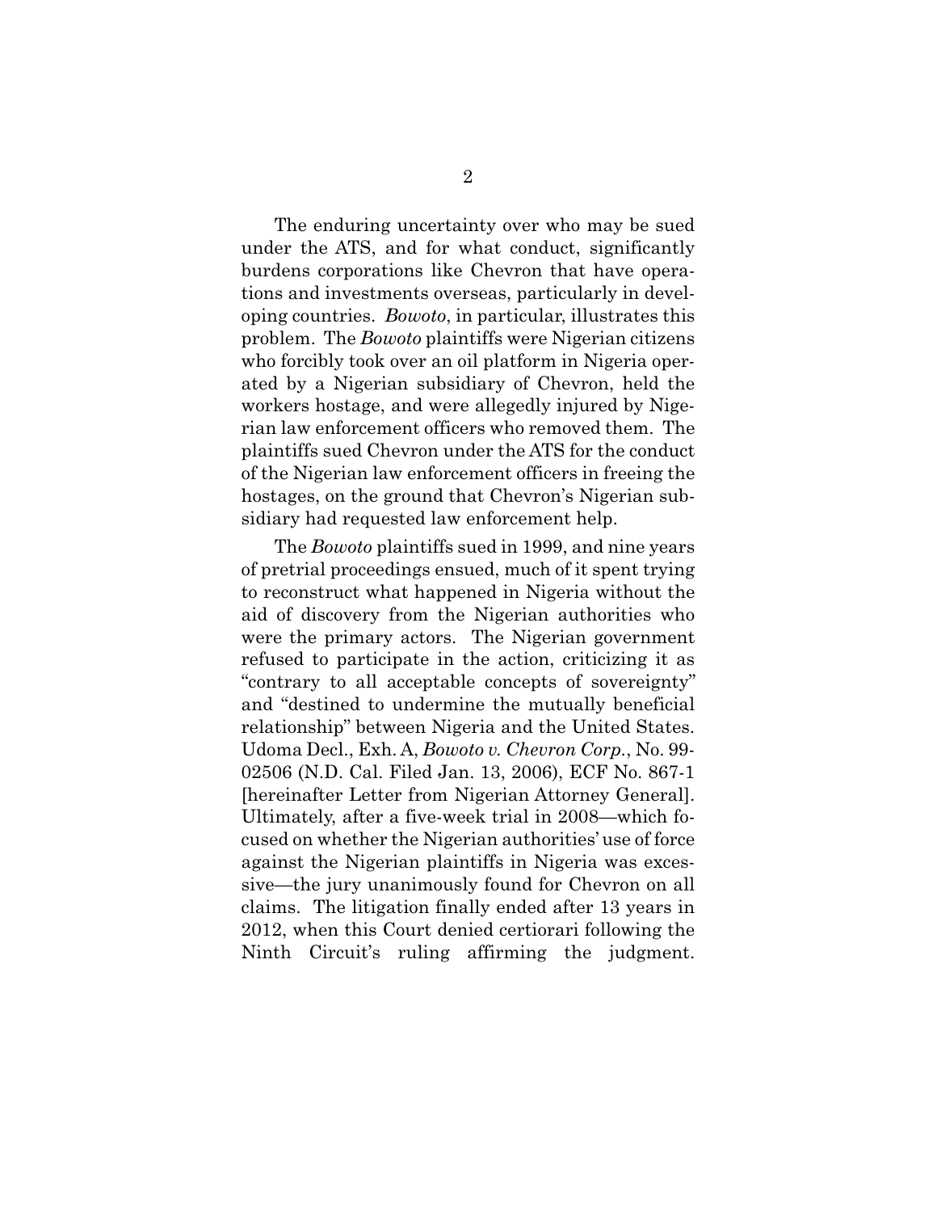The enduring uncertainty over who may be sued under the ATS, and for what conduct, significantly burdens corporations like Chevron that have operations and investments overseas, particularly in developing countries. *Bowoto*, in particular, illustrates this problem. The *Bowoto* plaintiffs were Nigerian citizens who forcibly took over an oil platform in Nigeria operated by a Nigerian subsidiary of Chevron, held the workers hostage, and were allegedly injured by Nigerian law enforcement officers who removed them. The plaintiffs sued Chevron under the ATS for the conduct of the Nigerian law enforcement officers in freeing the hostages, on the ground that Chevron's Nigerian subsidiary had requested law enforcement help.

The *Bowoto* plaintiffs sued in 1999, and nine years of pretrial proceedings ensued, much of it spent trying to reconstruct what happened in Nigeria without the aid of discovery from the Nigerian authorities who were the primary actors. The Nigerian government refused to participate in the action, criticizing it as "contrary to all acceptable concepts of sovereignty" and "destined to undermine the mutually beneficial relationship" between Nigeria and the United States. Udoma Decl., Exh. A, *Bowoto v. Chevron Corp.*, No. 99-02506 (N.D. Cal. Filed Jan. 13, 2006), ECF No. 867-1 [hereinafter Letter from Nigerian Attorney General]. Ultimately, after a five-week trial in 2008—which focused on whether the Nigerian authorities' use of force against the Nigerian plaintiffs in Nigeria was excessive—the jury unanimously found for Chevron on all claims. The litigation finally ended after 13 years in 2012, when this Court denied certiorari following the Ninth Circuit's ruling affirming the judgment.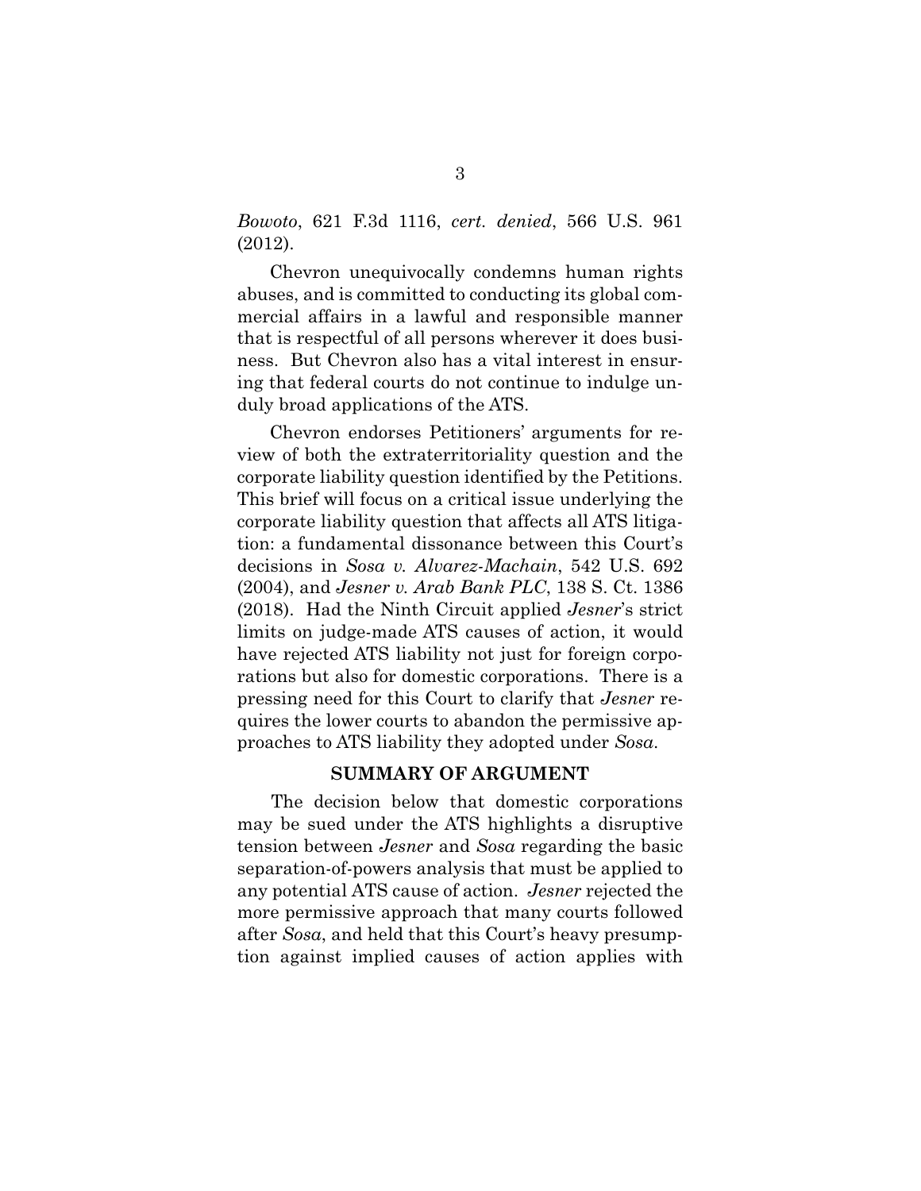*Bowoto*, 621 F.3d 1116, *cert. denied*, 566 U.S. 961 (2012).

Chevron unequivocally condemns human rights abuses, and is committed to conducting its global commercial affairs in a lawful and responsible manner that is respectful of all persons wherever it does business. But Chevron also has a vital interest in ensuring that federal courts do not continue to indulge unduly broad applications of the ATS.

Chevron endorses Petitioners' arguments for review of both the extraterritoriality question and the corporate liability question identified by the Petitions. This brief will focus on a critical issue underlying the corporate liability question that affects all ATS litigation: a fundamental dissonance between this Court's decisions in *Sosa v. Alvarez-Machain*, 542 U.S. 692 (2004), and *Jesner v. Arab Bank PLC*, 138 S. Ct. 1386 (2018). Had the Ninth Circuit applied *Jesner*'s strict limits on judge-made ATS causes of action, it would have rejected ATS liability not just for foreign corporations but also for domestic corporations. There is a pressing need for this Court to clarify that *Jesner* requires the lower courts to abandon the permissive approaches to ATS liability they adopted under *Sosa*.

## SUMMARY OF ARGUMENT

The decision below that domestic corporations may be sued under the ATS highlights a disruptive tension between *Jesner* and *Sosa* regarding the basic separation-of-powers analysis that must be applied to any potential ATS cause of action. *Jesner* rejected the more permissive approach that many courts followed after *Sosa*, and held that this Court's heavy presumption against implied causes of action applies with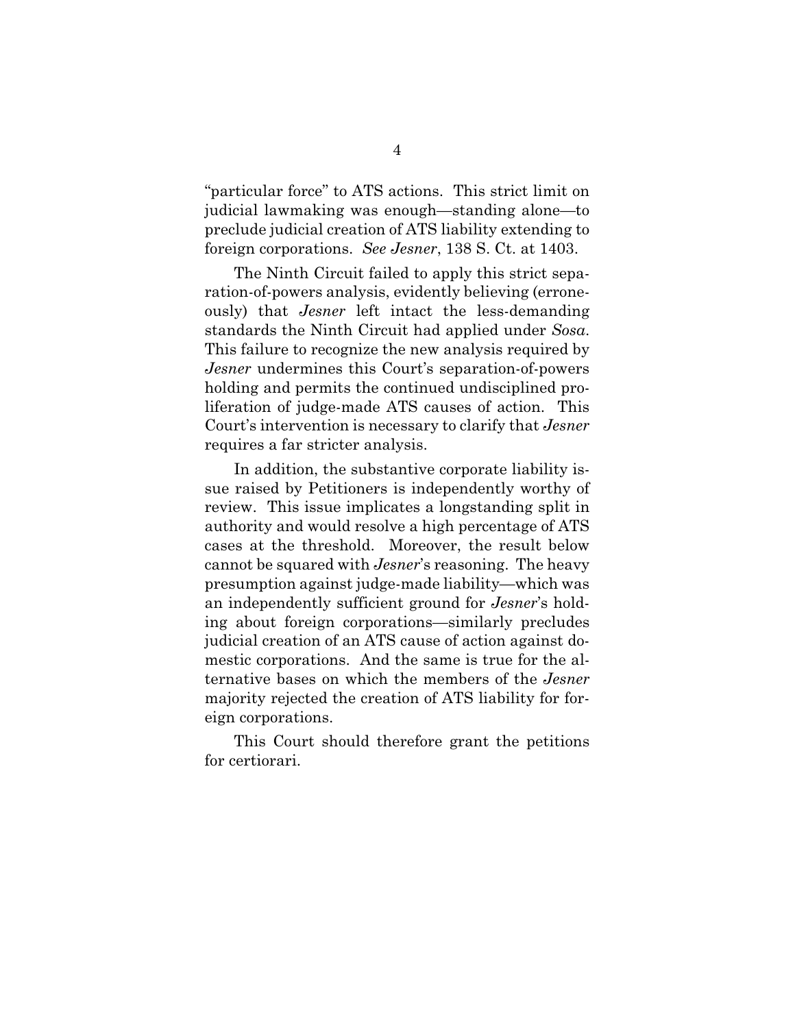"particular force" to ATS actions. This strict limit on judicial lawmaking was enough—standing alone—to preclude judicial creation of ATS liability extending to foreign corporations. *See Jesner*, 138 S. Ct. at 1403.

The Ninth Circuit failed to apply this strict separation-of-powers analysis, evidently believing (erroneously) that *Jesner* left intact the less-demanding standards the Ninth Circuit had applied under *Sosa*. This failure to recognize the new analysis required by *Jesner* undermines this Court's separation-of-powers holding and permits the continued undisciplined proliferation of judge-made ATS causes of action. This Court's intervention is necessary to clarify that *Jesner* requires a far stricter analysis.

In addition, the substantive corporate liability issue raised by Petitioners is independently worthy of review. This issue implicates a longstanding split in authority and would resolve a high percentage of ATS cases at the threshold. Moreover, the result below cannot be squared with *Jesner*'s reasoning. The heavy presumption against judge-made liability—which was an independently sufficient ground for *Jesner*'s holding about foreign corporations—similarly precludes judicial creation of an ATS cause of action against domestic corporations. And the same is true for the alternative bases on which the members of the *Jesner* majority rejected the creation of ATS liability for foreign corporations.

This Court should therefore grant the petitions for certiorari.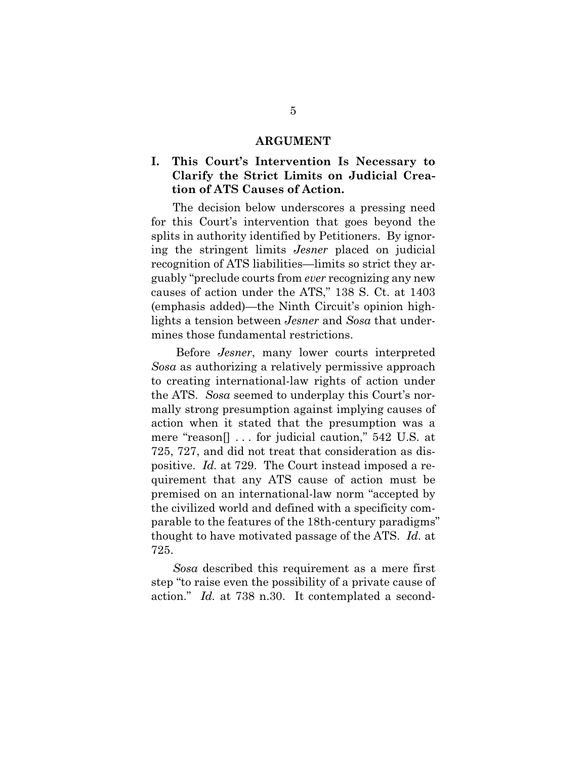## ARGUMENT

### I. This Court's Intervention Is Necessary to Clarify the Strict Limits on Judicial Creation of ATS Causes of Action.

The decision below underscores a pressing need for this Court's intervention that goes beyond the splits in authority identified by Petitioners. By ignoring the stringent limits *Jesner* placed on judicial recognition of ATS liabilities—limits so strict they arguably "preclude courts from *ever* recognizing any new causes of action under the ATS," 138 S. Ct. at 1403 (emphasis added)—the Ninth Circuit's opinion highlights a tension between *Jesner* and *Sosa* that undermines those fundamental restrictions.

Before *Jesner*, many lower courts interpreted *Sosa* as authorizing a relatively permissive approach to creating international-law rights of action under the ATS. *Sosa* seemed to underplay this Court's normally strong presumption against implying causes of action when it stated that the presumption was a mere "reason[] . . . for judicial caution," 542 U.S. at 725, 727, and did not treat that consideration as dispositive. *Id.* at 729. The Court instead imposed a requirement that any ATS cause of action must be premised on an international-law norm "accepted by the civilized world and defined with a specificity comparable to the features of the 18th-century paradigms" thought to have motivated passage of the ATS. *Id.* at 725.

*Sosa* described this requirement as a mere first step "to raise even the possibility of a private cause of action." *Id.* at 738 n.30. It contemplated a second-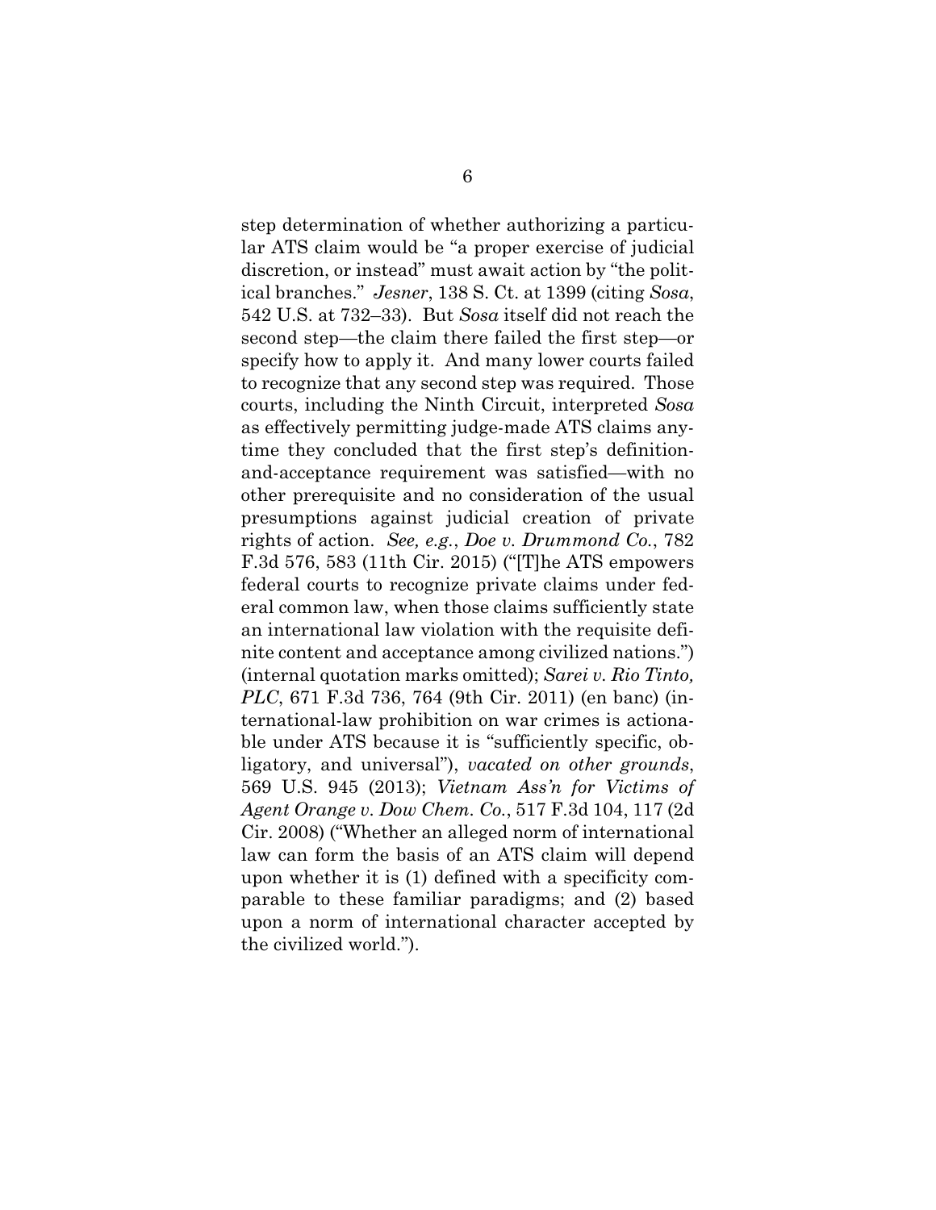step determination of whether authorizing a particular ATS claim would be "a proper exercise of judicial discretion, or instead" must await action by "the political branches." *Jesner*, 138 S. Ct. at 1399 (citing *Sosa*, 542 U.S. at 732–33). But *Sosa* itself did not reach the second step—the claim there failed the first step—or specify how to apply it. And many lower courts failed to recognize that any second step was required. Those courts, including the Ninth Circuit, interpreted *Sosa* as effectively permitting judge-made ATS claims anytime they concluded that the first step's definition-and-acceptance requirement was satisfied—with no other prerequisite and no consideration of the usual presumptions against judicial creation of private rights of action. *See, e.g.*, *Doe v. Drummond Co.*, 782 F.3d 576, 583 (11th Cir. 2015) ("[T]he ATS empowers federal courts to recognize private claims under federal common law, when those claims sufficiently state an international law violation with the requisite definite content and acceptance among civilized nations.") (internal quotation marks omitted); *Sarei v. Rio Tinto, PLC*, 671 F.3d 736, 764 (9th Cir. 2011) (en banc) (international-law prohibition on war crimes is actionable under ATS because it is "sufficiently specific, obligatory, and universal"), *vacated on other grounds*, 569 U.S. 945 (2013); *Vietnam Ass'n for Victims of Agent Orange v. Dow Chem. Co.*, 517 F.3d 104, 117 (2d Cir. 2008) ("Whether an alleged norm of international law can form the basis of an ATS claim will depend upon whether it is (1) defined with a specificity comparable to these familiar paradigms; and (2) based upon a norm of international character accepted by the civilized world.").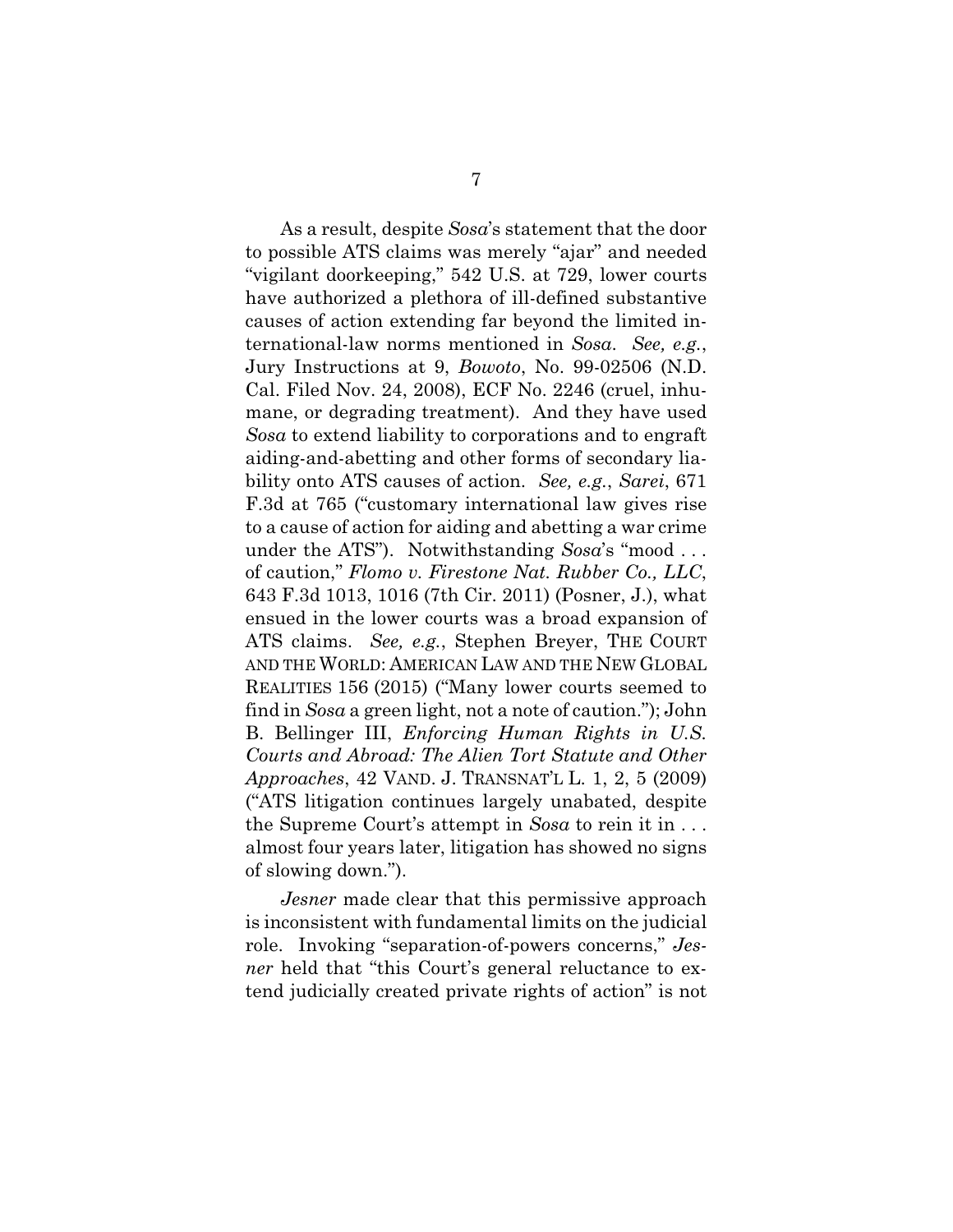As a result, despite *Sosa*'s statement that the door to possible ATS claims was merely "ajar" and needed "vigilant doorkeeping," 542 U.S. at 729, lower courts have authorized a plethora of ill-defined substantive causes of action extending far beyond the limited international-law norms mentioned in *Sosa*. *See, e.g.*, Jury Instructions at 9, *Bowoto*, No. 99-02506 (N.D. Cal. Filed Nov. 24, 2008), ECF No. 2246 (cruel, inhumane, or degrading treatment). And they have used *Sosa* to extend liability to corporations and to engraft aiding-and-abetting and other forms of secondary liability onto ATS causes of action. *See, e.g.*, *Sarei*, 671 F.3d at 765 ("customary international law gives rise to a cause of action for aiding and abetting a war crime under the ATS"). Notwithstanding *Sosa*'s "mood . . . of caution," *Flomo v. Firestone Nat. Rubber Co., LLC*, 643 F.3d 1013, 1016 (7th Cir. 2011) (Posner, J.), what ensued in the lower courts was a broad expansion of ATS claims. *See, e.g.*, Stephen Breyer, THE COURT AND THE WORLD: AMERICAN LAW AND THE NEW GLOBAL REALITIES 156 (2015) ("Many lower courts seemed to find in *Sosa* a green light, not a note of caution."); John B. Bellinger III, *Enforcing Human Rights in U.S. Courts and Abroad: The Alien Tort Statute and Other Approaches*, 42 VAND. J. TRANSNAT'L L. 1, 2, 5 (2009) ("ATS litigation continues largely unabated, despite the Supreme Court's attempt in *Sosa* to rein it in . . . almost four years later, litigation has showed no signs of slowing down.").

*Jesner* made clear that this permissive approach is inconsistent with fundamental limits on the judicial role. Invoking "separation-of-powers concerns," *Jesner* held that "this Court's general reluctance to extend judicially created private rights of action" is not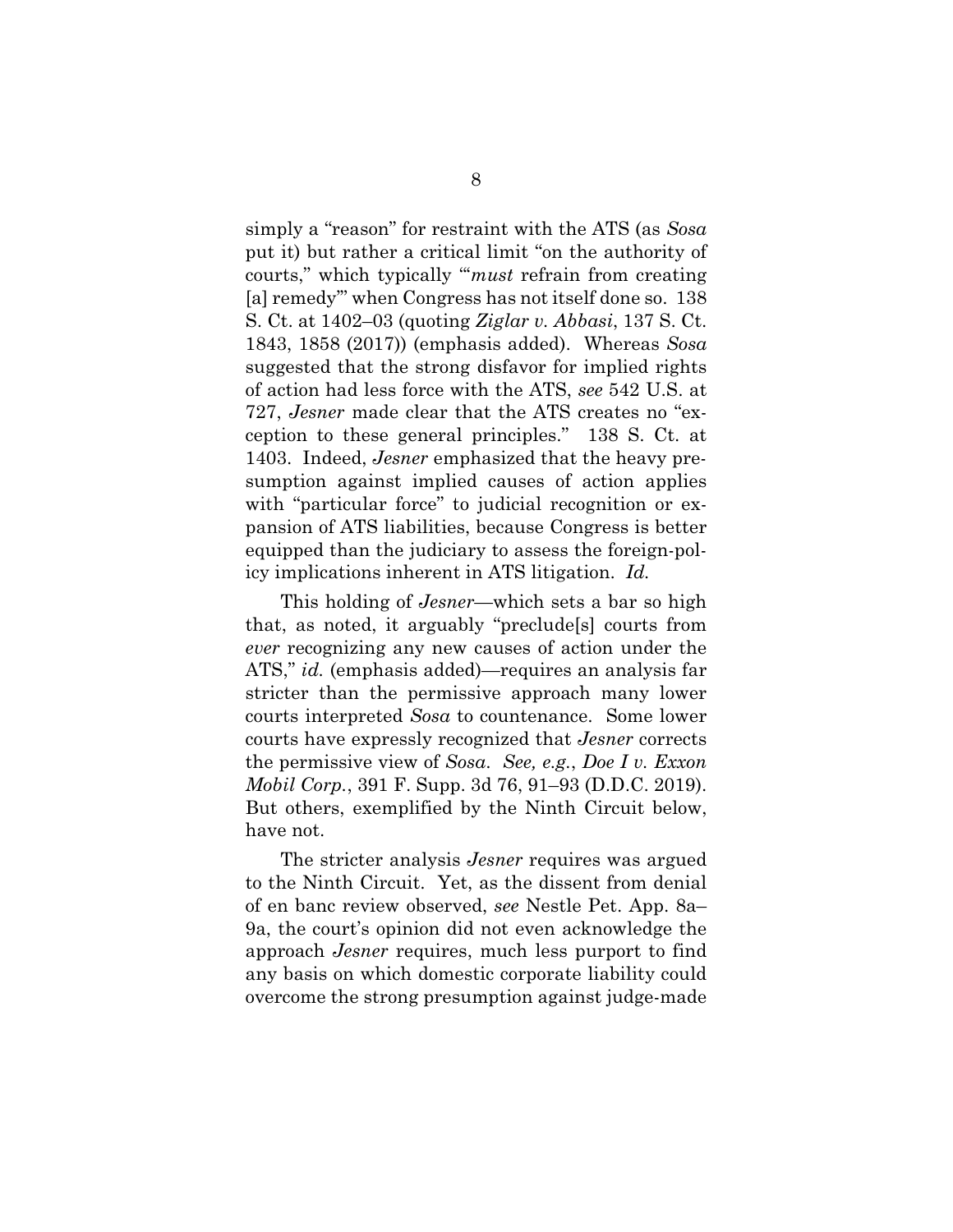simply a "reason" for restraint with the ATS (as *Sosa* put it) but rather a critical limit "on the authority of courts," which typically "'*must* refrain from creating [a] remedy'" when Congress has not itself done so. 138 S. Ct. at 1402–03 (quoting *Ziglar v. Abbasi*, 137 S. Ct. 1843, 1858 (2017)) (emphasis added). Whereas *Sosa* suggested that the strong disfavor for implied rights of action had less force with the ATS, *see* 542 U.S. at 727, *Jesner* made clear that the ATS creates no "exception to these general principles." 138 S. Ct. at 1403. Indeed, *Jesner* emphasized that the heavy presumption against implied causes of action applies with "particular force" to judicial recognition or expansion of ATS liabilities, because Congress is better equipped than the judiciary to assess the foreign-policy implications inherent in ATS litigation. *Id.*

This holding of *Jesner*—which sets a bar so high that, as noted, it arguably "preclude[s] courts from *ever* recognizing any new causes of action under the ATS," *id.* (emphasis added)—requires an analysis far stricter than the permissive approach many lower courts interpreted *Sosa* to countenance. Some lower courts have expressly recognized that *Jesner* corrects the permissive view of *Sosa*. *See, e.g.*, *Doe I v. Exxon Mobil Corp.*, 391 F. Supp. 3d 76, 91–93 (D.D.C. 2019). But others, exemplified by the Ninth Circuit below, have not.

The stricter analysis *Jesner* requires was argued to the Ninth Circuit. Yet, as the dissent from denial of en banc review observed, *see* Nestle Pet. App. 8a–9a, the court's opinion did not even acknowledge the approach *Jesner* requires, much less purport to find any basis on which domestic corporate liability could overcome the strong presumption against judge-made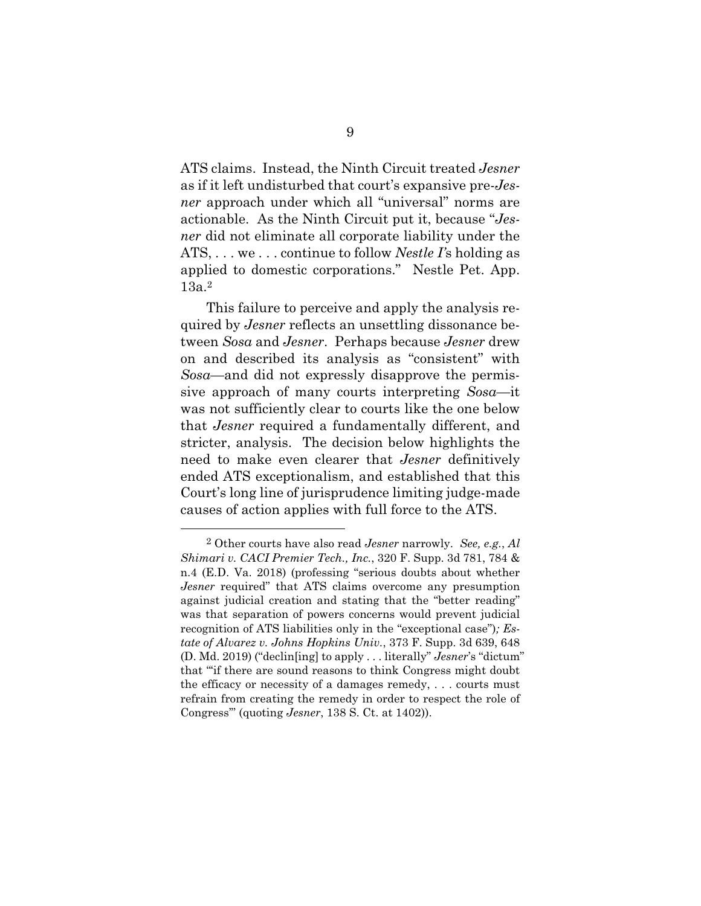ATS claims. Instead, the Ninth Circuit treated *Jesner* as if it left undisturbed that court's expansive pre-*Jesner* approach under which all "universal" norms are actionable. As the Ninth Circuit put it, because "*Jesner* did not eliminate all corporate liability under the ATS, . . . we . . . continue to follow *Nestle I*'s holding as applied to domestic corporations." Nestle Pet. App. 13a.[2]

This failure to perceive and apply the analysis required by *Jesner* reflects an unsettling dissonance between *Sosa* and *Jesner*. Perhaps because *Jesner* drew on and described its analysis as "consistent" with *Sosa*—and did not expressly disapprove the permissive approach of many courts interpreting *Sosa*—it was not sufficiently clear to courts like the one below that *Jesner* required a fundamentally different, and stricter, analysis. The decision below highlights the need to make even clearer that *Jesner* definitively ended ATS exceptionalism, and established that this Court's long line of jurisprudence limiting judge-made causes of action applies with full force to the ATS.

---

[2] Other courts have also read *Jesner* narrowly. *See, e.g.*, *Al Shimari v. CACI Premier Tech., Inc.*, 320 F. Supp. 3d 781, 784 & n.4 (E.D. Va. 2018) (professing "serious doubts about whether *Jesner* required" that ATS claims overcome any presumption against judicial creation and stating that the "better reading" was that separation of powers concerns would prevent judicial recognition of ATS liabilities only in the "exceptional case")*; Estate of Alvarez v. Johns Hopkins Univ.*, 373 F. Supp. 3d 639, 648 (D. Md. 2019) ("declin[ing] to apply . . . literally" *Jesner*'s "dictum" that "'if there are sound reasons to think Congress might doubt the efficacy or necessity of a damages remedy, . . . courts must refrain from creating the remedy in order to respect the role of Congress'" (quoting *Jesner*, 138 S. Ct. at 1402)).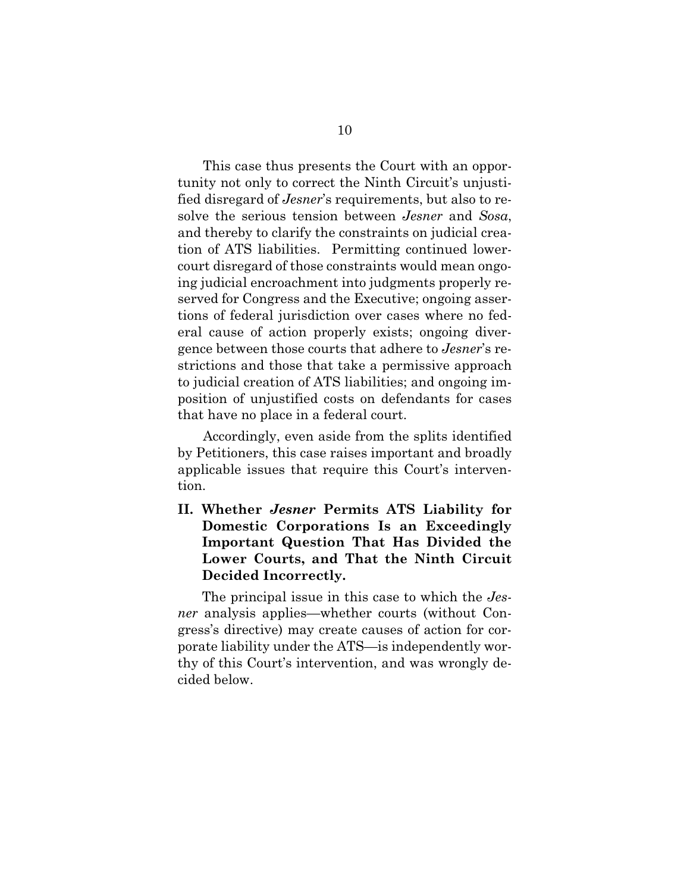This case thus presents the Court with an opportunity not only to correct the Ninth Circuit's unjustified disregard of *Jesner*'s requirements, but also to resolve the serious tension between *Jesner* and *Sosa*, and thereby to clarify the constraints on judicial creation of ATS liabilities. Permitting continued lower-court disregard of those constraints would mean ongoing judicial encroachment into judgments properly reserved for Congress and the Executive; ongoing assertions of federal jurisdiction over cases where no federal cause of action properly exists; ongoing divergence between those courts that adhere to *Jesner*'s restrictions and those that take a permissive approach to judicial creation of ATS liabilities; and ongoing imposition of unjustified costs on defendants for cases that have no place in a federal court.

Accordingly, even aside from the splits identified by Petitioners, this case raises important and broadly applicable issues that require this Court's intervention.

## II. Whether *Jesner* Permits ATS Liability for Domestic Corporations Is an Exceedingly Important Question That Has Divided the Lower Courts, and That the Ninth Circuit Decided Incorrectly.

The principal issue in this case to which the *Jesner* analysis applies—whether courts (without Congress's directive) may create causes of action for corporate liability under the ATS—is independently worthy of this Court's intervention, and was wrongly decided below.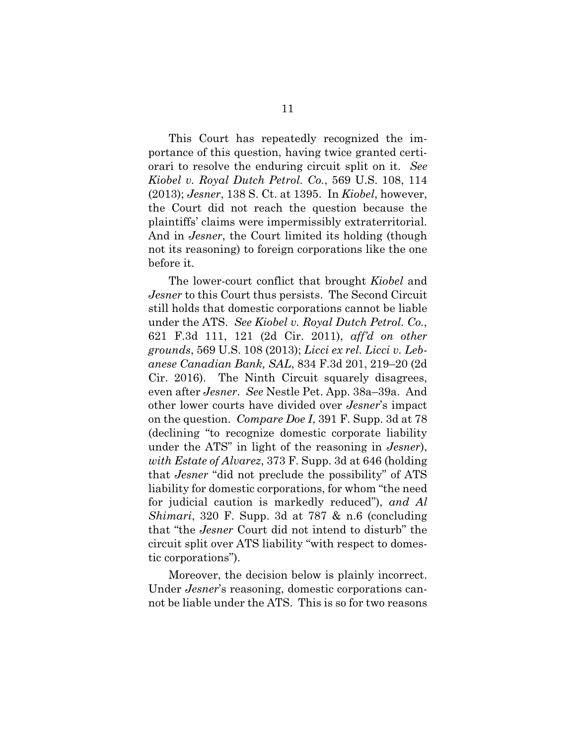This Court has repeatedly recognized the importance of this question, having twice granted certiorari to resolve the enduring circuit split on it. *See Kiobel v. Royal Dutch Petrol. Co.*, 569 U.S. 108, 114 (2013); *Jesner*, 138 S. Ct. at 1395. In *Kiobel*, however, the Court did not reach the question because the plaintiffs' claims were impermissibly extraterritorial. And in *Jesner*, the Court limited its holding (though not its reasoning) to foreign corporations like the one before it.

The lower-court conflict that brought *Kiobel* and *Jesner* to this Court thus persists. The Second Circuit still holds that domestic corporations cannot be liable under the ATS. *See Kiobel v. Royal Dutch Petrol. Co.*, 621 F.3d 111, 121 (2d Cir. 2011), *aff'd on other grounds*, 569 U.S. 108 (2013); *Licci ex rel. Licci v. Lebanese Canadian Bank, SAL*, 834 F.3d 201, 219–20 (2d Cir. 2016). The Ninth Circuit squarely disagrees, even after *Jesner*. *See* Nestle Pet. App. 38a–39a. And other lower courts have divided over *Jesner*'s impact on the question. *Compare Doe I*, 391 F. Supp. 3d at 78 (declining "to recognize domestic corporate liability under the ATS" in light of the reasoning in *Jesner*), *with Estate of Alvarez*, 373 F. Supp. 3d at 646 (holding that *Jesner* "did not preclude the possibility" of ATS liability for domestic corporations, for whom "the need for judicial caution is markedly reduced"), *and Al Shimari*, 320 F. Supp. 3d at 787 & n.6 (concluding that "the *Jesner* Court did not intend to disturb" the circuit split over ATS liability "with respect to domestic corporations").

Moreover, the decision below is plainly incorrect. Under *Jesner*'s reasoning, domestic corporations cannot be liable under the ATS. This is so for two reasons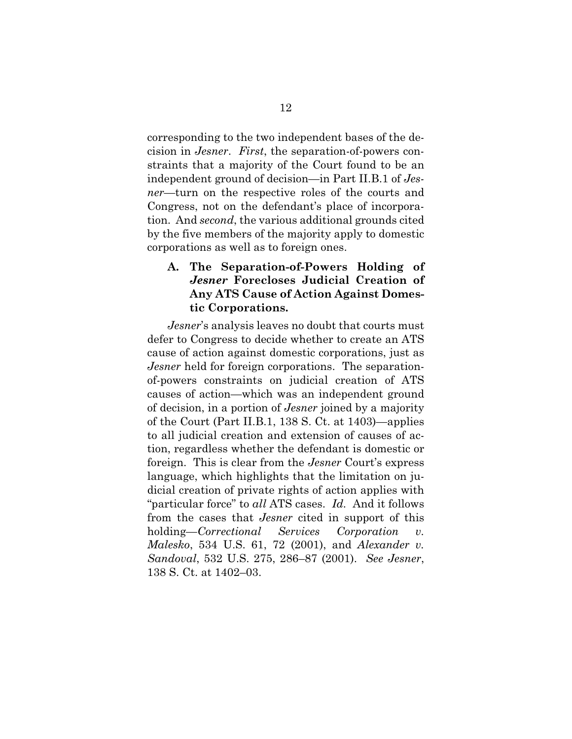corresponding to the two independent bases of the decision in *Jesner*. *First*, the separation-of-powers constraints that a majority of the Court found to be an independent ground of decision—in Part II.B.1 of *Jesner*—turn on the respective roles of the courts and Congress, not on the defendant's place of incorporation. And *second*, the various additional grounds cited by the five members of the majority apply to domestic corporations as well as to foreign ones.

### A. The Separation-of-Powers Holding of *Jesner* Forecloses Judicial Creation of Any ATS Cause of Action Against Domestic Corporations.

*Jesner*'s analysis leaves no doubt that courts must defer to Congress to decide whether to create an ATS cause of action against domestic corporations, just as *Jesner* held for foreign corporations. The separation-of-powers constraints on judicial creation of ATS causes of action—which was an independent ground of decision, in a portion of *Jesner* joined by a majority of the Court (Part II.B.1, 138 S. Ct. at 1403)—applies to all judicial creation and extension of causes of action, regardless whether the defendant is domestic or foreign. This is clear from the *Jesner* Court's express language, which highlights that the limitation on judicial creation of private rights of action applies with "particular force" to *all* ATS cases. *Id.* And it follows from the cases that *Jesner* cited in support of this holding—*Correctional Services Corporation v. Malesko*, 534 U.S. 61, 72 (2001), and *Alexander v. Sandoval*, 532 U.S. 275, 286–87 (2001). *See Jesner*, 138 S. Ct. at 1402–03.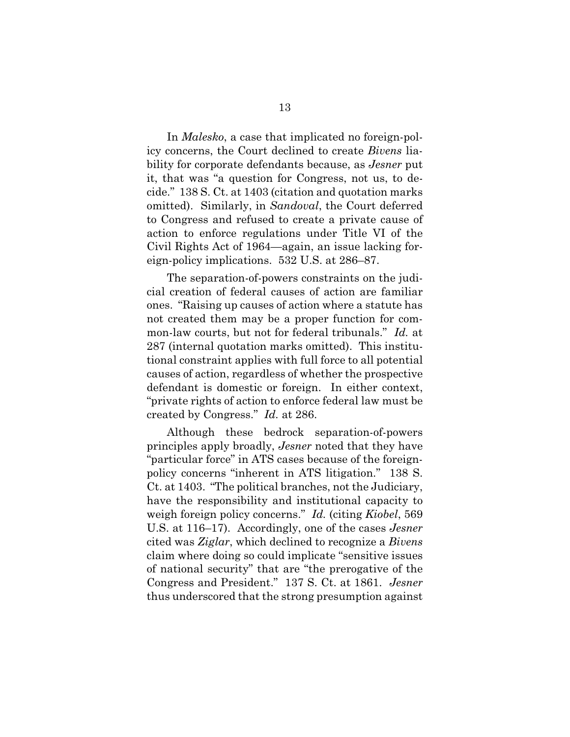In *Malesko*, a case that implicated no foreign-policy concerns, the Court declined to create *Bivens* liability for corporate defendants because, as *Jesner* put it, that was "a question for Congress, not us, to decide." 138 S. Ct. at 1403 (citation and quotation marks omitted). Similarly, in *Sandoval*, the Court deferred to Congress and refused to create a private cause of action to enforce regulations under Title VI of the Civil Rights Act of 1964—again, an issue lacking foreign-policy implications. 532 U.S. at 286–87.

The separation-of-powers constraints on the judicial creation of federal causes of action are familiar ones. "Raising up causes of action where a statute has not created them may be a proper function for common-law courts, but not for federal tribunals." *Id.* at 287 (internal quotation marks omitted). This institutional constraint applies with full force to all potential causes of action, regardless of whether the prospective defendant is domestic or foreign. In either context, "private rights of action to enforce federal law must be created by Congress." *Id.* at 286.

Although these bedrock separation-of-powers principles apply broadly, *Jesner* noted that they have "particular force" in ATS cases because of the foreign-policy concerns "inherent in ATS litigation." 138 S. Ct. at 1403. "The political branches, not the Judiciary, have the responsibility and institutional capacity to weigh foreign policy concerns." *Id.* (citing *Kiobel*, 569 U.S. at 116–17). Accordingly, one of the cases *Jesner* cited was *Ziglar*, which declined to recognize a *Bivens* claim where doing so could implicate "sensitive issues of national security" that are "the prerogative of the Congress and President." 137 S. Ct. at 1861. *Jesner* thus underscored that the strong presumption against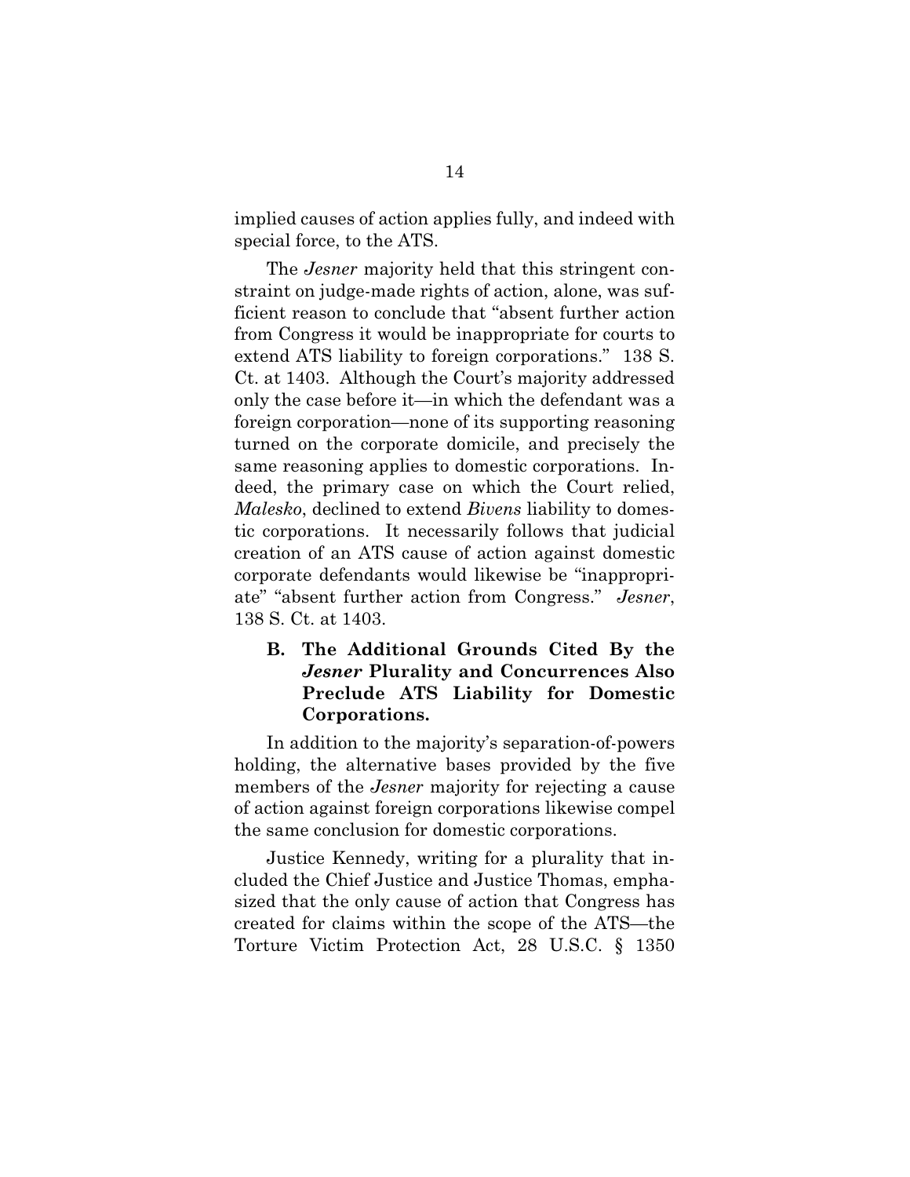implied causes of action applies fully, and indeed with special force, to the ATS.

The *Jesner* majority held that this stringent constraint on judge-made rights of action, alone, was sufficient reason to conclude that "absent further action from Congress it would be inappropriate for courts to extend ATS liability to foreign corporations." 138 S. Ct. at 1403. Although the Court's majority addressed only the case before it—in which the defendant was a foreign corporation—none of its supporting reasoning turned on the corporate domicile, and precisely the same reasoning applies to domestic corporations. Indeed, the primary case on which the Court relied, *Malesko*, declined to extend *Bivens* liability to domestic corporations. It necessarily follows that judicial creation of an ATS cause of action against domestic corporate defendants would likewise be "inappropriate" "absent further action from Congress." *Jesner*, 138 S. Ct. at 1403.

### B. The Additional Grounds Cited By the *Jesner* Plurality and Concurrences Also Preclude ATS Liability for Domestic Corporations.

In addition to the majority's separation-of-powers holding, the alternative bases provided by the five members of the *Jesner* majority for rejecting a cause of action against foreign corporations likewise compel the same conclusion for domestic corporations.

Justice Kennedy, writing for a plurality that included the Chief Justice and Justice Thomas, emphasized that the only cause of action that Congress has created for claims within the scope of the ATS—the Torture Victim Protection Act, 28 U.S.C. § 1350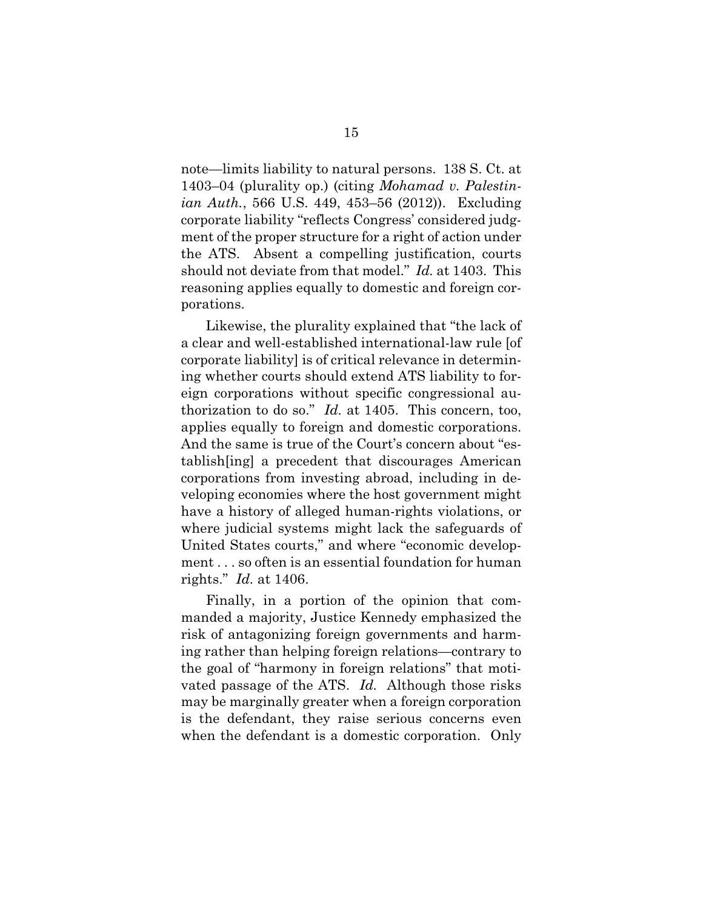note—limits liability to natural persons. 138 S. Ct. at 1403–04 (plurality op.) (citing *Mohamad v. Palestinian Auth.*, 566 U.S. 449, 453–56 (2012)). Excluding corporate liability "reflects Congress' considered judgment of the proper structure for a right of action under the ATS. Absent a compelling justification, courts should not deviate from that model." *Id.* at 1403. This reasoning applies equally to domestic and foreign corporations.

Likewise, the plurality explained that "the lack of a clear and well-established international-law rule [of corporate liability] is of critical relevance in determining whether courts should extend ATS liability to foreign corporations without specific congressional authorization to do so." *Id.* at 1405. This concern, too, applies equally to foreign and domestic corporations. And the same is true of the Court's concern about "establish[ing] a precedent that discourages American corporations from investing abroad, including in developing economies where the host government might have a history of alleged human-rights violations, or where judicial systems might lack the safeguards of United States courts," and where "economic development . . . so often is an essential foundation for human rights." *Id.* at 1406.

Finally, in a portion of the opinion that commanded a majority, Justice Kennedy emphasized the risk of antagonizing foreign governments and harming rather than helping foreign relations—contrary to the goal of "harmony in foreign relations" that motivated passage of the ATS. *Id.* Although those risks may be marginally greater when a foreign corporation is the defendant, they raise serious concerns even when the defendant is a domestic corporation. Only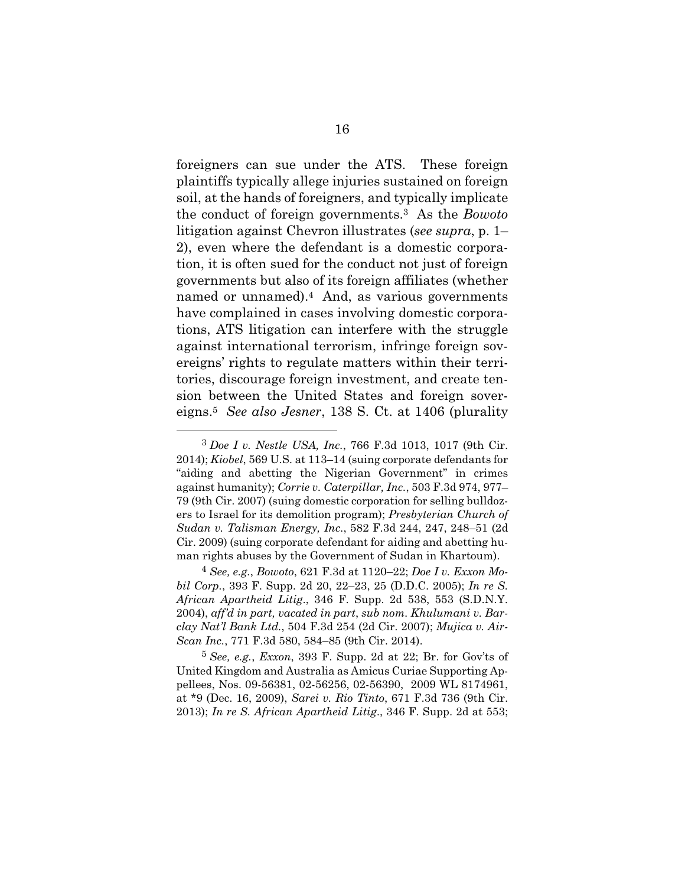foreigners can sue under the ATS. These foreign plaintiffs typically allege injuries sustained on foreign soil, at the hands of foreigners, and typically implicate the conduct of foreign governments.[3] As the *Bowoto* litigation against Chevron illustrates (*see supra*, p. 1–2), even where the defendant is a domestic corporation, it is often sued for the conduct not just of foreign governments but also of its foreign affiliates (whether named or unnamed).[4] And, as various governments have complained in cases involving domestic corporations, ATS litigation can interfere with the struggle against international terrorism, infringe foreign sovereigns' rights to regulate matters within their territories, discourage foreign investment, and create tension between the United States and foreign sovereigns.[5] *See also Jesner*, 138 S. Ct. at 1406 (plurality

---

[3] *Doe I v. Nestle USA, Inc.*, 766 F.3d 1013, 1017 (9th Cir. 2014); *Kiobel*, 569 U.S. at 113–14 (suing corporate defendants for "aiding and abetting the Nigerian Government" in crimes against humanity); *Corrie v. Caterpillar, Inc.*, 503 F.3d 974, 977–79 (9th Cir. 2007) (suing domestic corporation for selling bulldozers to Israel for its demolition program); *Presbyterian Church of Sudan v. Talisman Energy, Inc.*, 582 F.3d 244, 247, 248–51 (2d Cir. 2009) (suing corporate defendant for aiding and abetting human rights abuses by the Government of Sudan in Khartoum).

[4] *See, e.g.*, *Bowoto*, 621 F.3d at 1120–22; *Doe I v. Exxon Mobil Corp.*, 393 F. Supp. 2d 20, 22–23, 25 (D.D.C. 2005); *In re S. African Apartheid Litig.*, 346 F. Supp. 2d 538, 553 (S.D.N.Y. 2004), *aff'd in part, vacated in part*, *sub nom. Khulumani v. Barclay Nat'l Bank Ltd.*, 504 F.3d 254 (2d Cir. 2007); *Mujica v. AirScan Inc.*, 771 F.3d 580, 584–85 (9th Cir. 2014).

[5] *See, e.g.*, *Exxon*, 393 F. Supp. 2d at 22; Br. for Gov'ts of United Kingdom and Australia as Amicus Curiae Supporting Appellees, Nos. 09-56381, 02-56256, 02-56390, 2009 WL 8174961, at *9 (Dec. 16, 2009), *Sarei v. Rio Tinto*, 671 F.3d 736 (9th Cir. 2013); *In re S. African Apartheid Litig.*, 346 F. Supp. 2d at 553;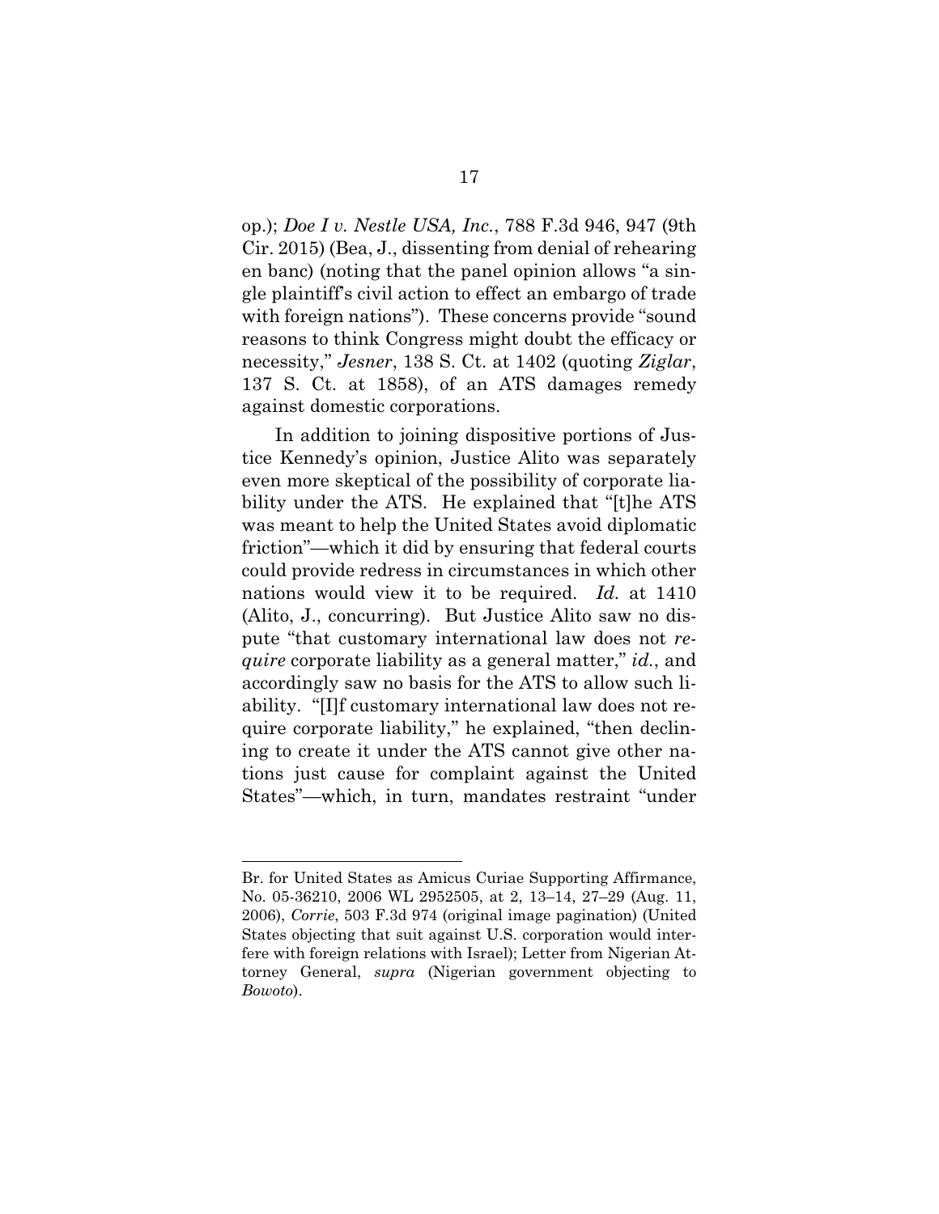op.); *Doe I v. Nestle USA, Inc.*, 788 F.3d 946, 947 (9th Cir. 2015) (Bea, J., dissenting from denial of rehearing en banc) (noting that the panel opinion allows "a single plaintiff's civil action to effect an embargo of trade with foreign nations"). These concerns provide "sound reasons to think Congress might doubt the efficacy or necessity," *Jesner*, 138 S. Ct. at 1402 (quoting *Ziglar*, 137 S. Ct. at 1858), of an ATS damages remedy against domestic corporations.

In addition to joining dispositive portions of Justice Kennedy's opinion, Justice Alito was separately even more skeptical of the possibility of corporate liability under the ATS. He explained that "[t]he ATS was meant to help the United States avoid diplomatic friction"—which it did by ensuring that federal courts could provide redress in circumstances in which other nations would view it to be required. *Id.* at 1410 (Alito, J., concurring). But Justice Alito saw no dispute "that customary international law does not *require* corporate liability as a general matter," *id.*, and accordingly saw no basis for the ATS to allow such liability. "[I]f customary international law does not require corporate liability," he explained, "then declining to create it under the ATS cannot give other nations just cause for complaint against the United States"—which, in turn, mandates restraint "under

---

Br. for United States as Amicus Curiae Supporting Affirmance, No. 05-36210, 2006 WL 2952505, at 2, 13–14, 27–29 (Aug. 11, 2006), *Corrie*, 503 F.3d 974 (original image pagination) (United States objecting that suit against U.S. corporation would interfere with foreign relations with Israel); Letter from Nigerian Attorney General, *supra* (Nigerian government objecting to *Bowoto*).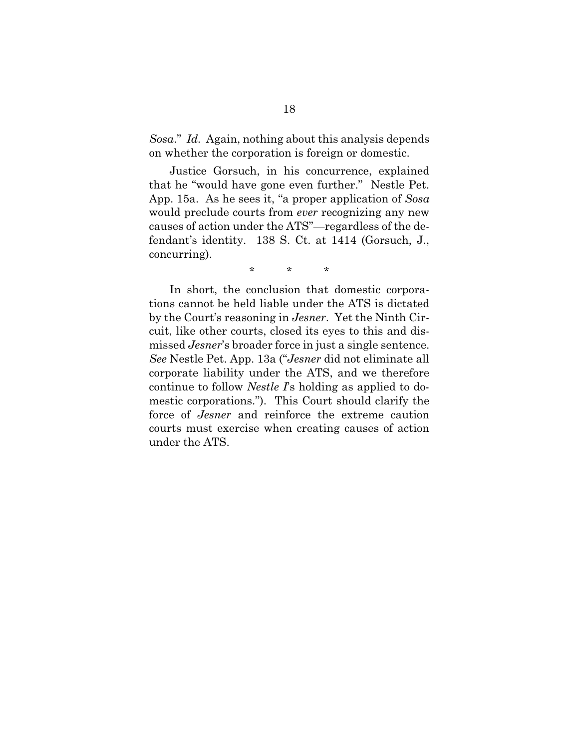*Sosa*." *Id.* Again, nothing about this analysis depends on whether the corporation is foreign or domestic.

Justice Gorsuch, in his concurrence, explained that he "would have gone even further." Nestle Pet. App. 15a. As he sees it, "a proper application of *Sosa* would preclude courts from *ever* recognizing any new causes of action under the ATS"—regardless of the defendant's identity. 138 S. Ct. at 1414 (Gorsuch, J., concurring).

\* \* \*

In short, the conclusion that domestic corporations cannot be held liable under the ATS is dictated by the Court's reasoning in *Jesner*. Yet the Ninth Circuit, like other courts, closed its eyes to this and dismissed *Jesner*'s broader force in just a single sentence. *See* Nestle Pet. App. 13a ("*Jesner* did not eliminate all corporate liability under the ATS, and we therefore continue to follow *Nestle I*'s holding as applied to domestic corporations."). This Court should clarify the force of *Jesner* and reinforce the extreme caution courts must exercise when creating causes of action under the ATS.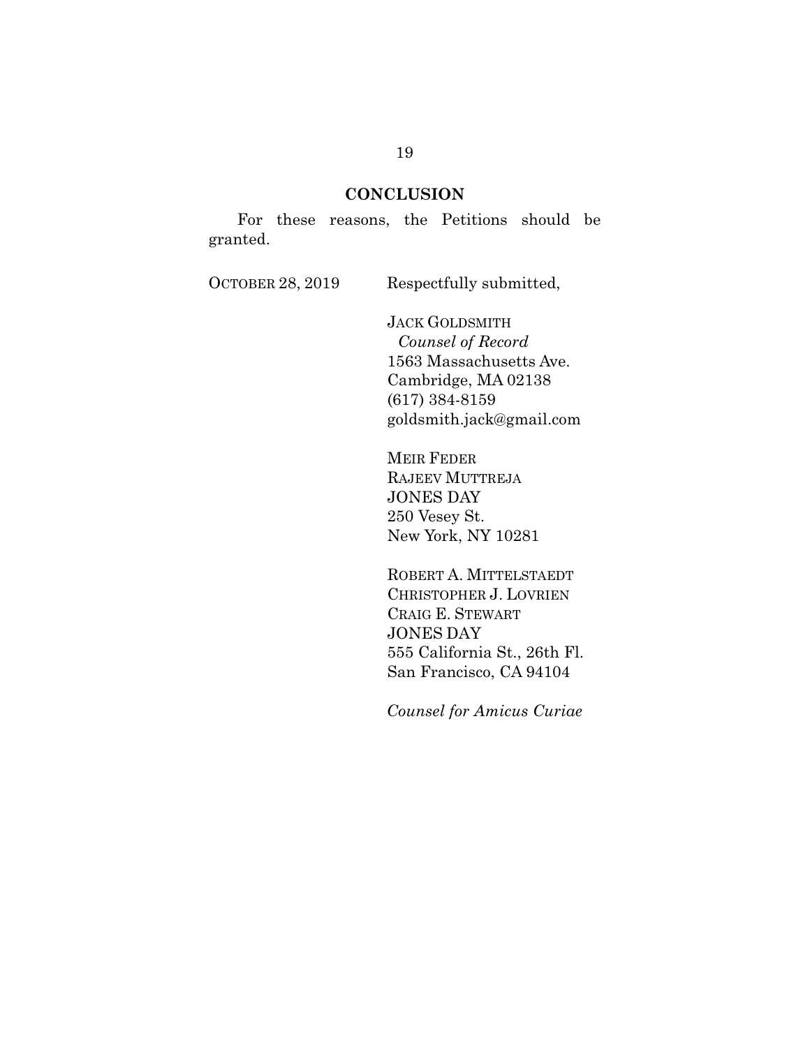## CONCLUSION

For these reasons, the Petitions should be granted.

OCTOBER 28, 2019

Respectfully submitted,

JACK GOLDSMITH
*Counsel of Record*
1563 Massachusetts Ave.
Cambridge, MA 02138
(617) 384-8159
goldsmith.jack@gmail.com

MEIR FEDER
RAJEEV MUTTREJA
JONES DAY
250 Vesey St.
New York, NY 10281

ROBERT A. MITTELSTAEDT
CHRISTOPHER J. LOVRIEN
CRAIG E. STEWART
JONES DAY
555 California St., 26th Fl.
San Francisco, CA 94104

*Counsel for Amicus Curiae*